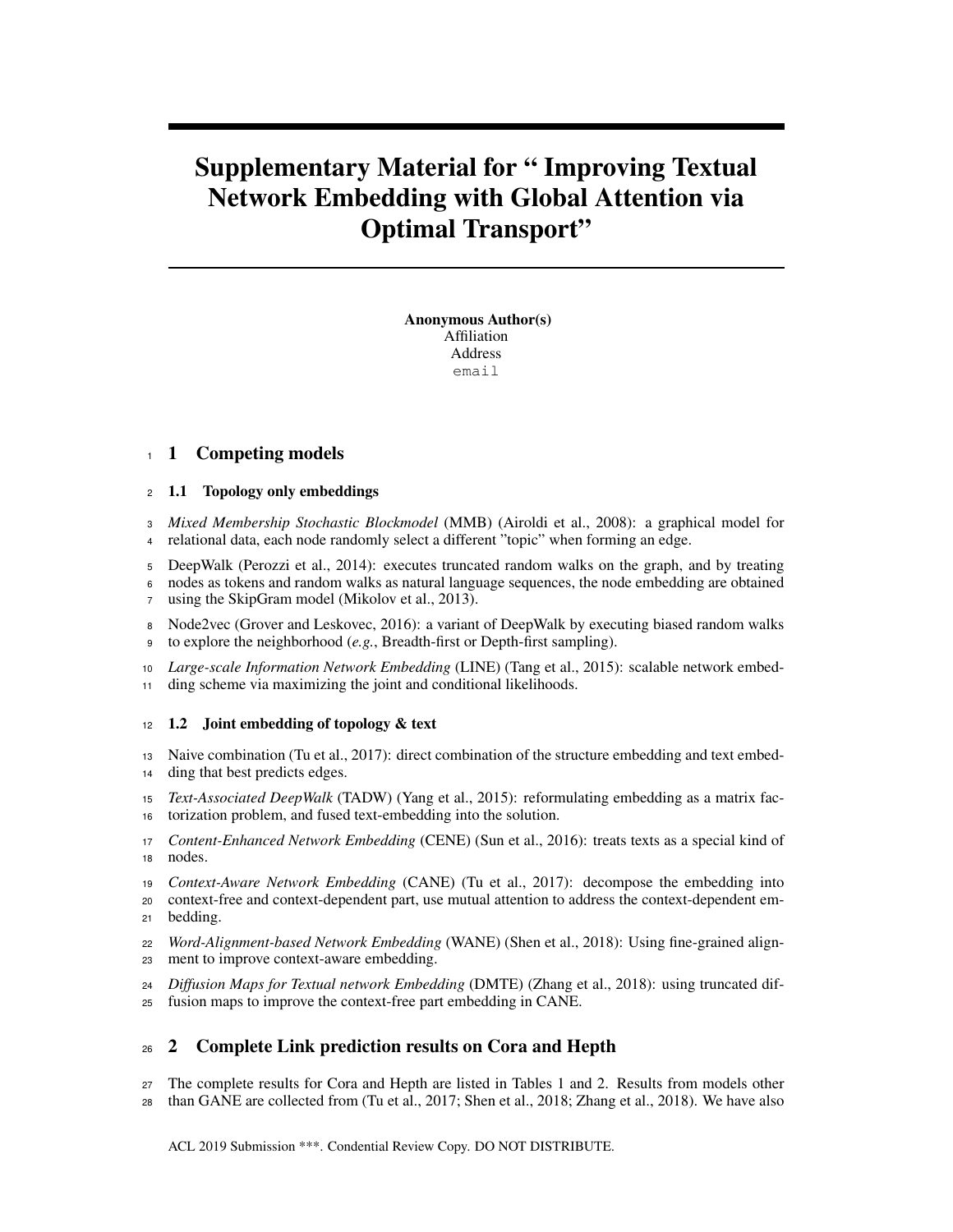# Supplementary Material for " Improving Textual Network Embedding with Global Attention via Optimal Transport"

**Anonymous Author(s)**
Affiliation
Address
email

## 1 Competing models

### 1.1 Topology only embeddings

*Mixed Membership Stochastic Blockmodel* (MMB) (Airoldi et al., 2008): a graphical model for relational data, each node randomly select a different "topic" when forming an edge.

DeepWalk (Perozzi et al., 2014): executes truncated random walks on the graph, and by treating nodes as tokens and random walks as natural language sequences, the node embedding are obtained using the SkipGram model (Mikolov et al., 2013).

Node2vec (Grover and Leskovec, 2016): a variant of DeepWalk by executing biased random walks to explore the neighborhood (*e.g.*, Breadth-first or Depth-first sampling).

*Large-scale Information Network Embedding* (LINE) (Tang et al., 2015): scalable network embedding scheme via maximizing the joint and conditional likelihoods.

### 1.2 Joint embedding of topology & text

Naive combination (Tu et al., 2017): direct combination of the structure embedding and text embedding that best predicts edges.

*Text-Associated DeepWalk* (TADW) (Yang et al., 2015): reformulating embedding as a matrix factorization problem, and fused text-embedding into the solution.

*Content-Enhanced Network Embedding* (CENE) (Sun et al., 2016): treats texts as a special kind of nodes.

*Context-Aware Network Embedding* (CANE) (Tu et al., 2017): decompose the embedding into context-free and context-dependent part, use mutual attention to address the context-dependent embedding.

*Word-Alignment-based Network Embedding* (WANE) (Shen et al., 2018): Using fine-grained alignment to improve context-aware embedding.

*Diffusion Maps for Textual network Embedding* (DMTE) (Zhang et al., 2018): using truncated diffusion maps to improve the context-free part embedding in CANE.

## 2 Complete Link prediction results on Cora and Hepth

The complete results for Cora and Hepth are listed in Tables 1 and 2. Results from models other than GANE are collected from (Tu et al., 2017; Shen et al., 2018; Zhang et al., 2018). We have also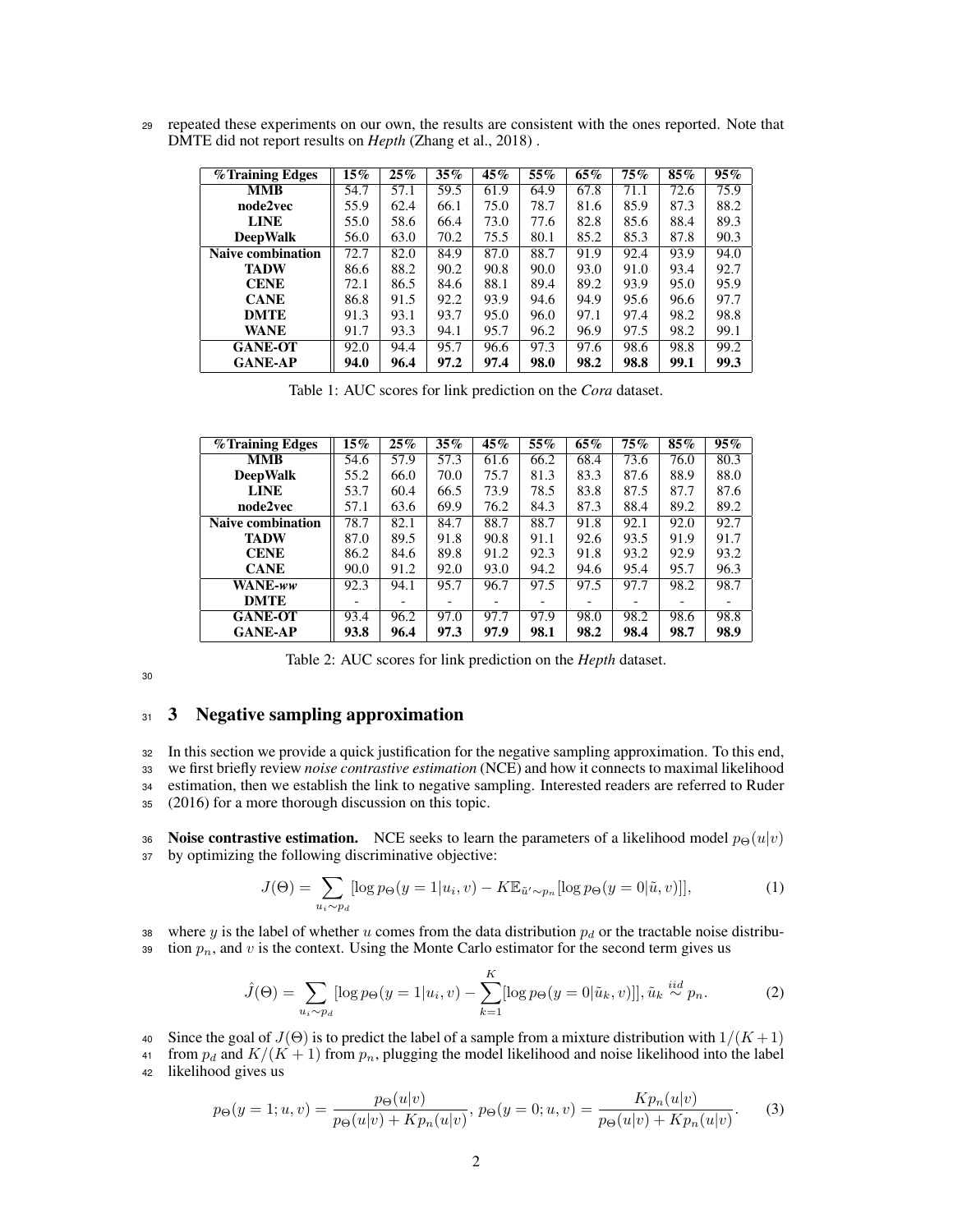repeated these experiments on our own, the results are consistent with the ones reported. Note that DMTE did not report results on *Hepth* (Zhang et al., 2018) .

| %Training Edges | 15% | 25% | 35% | 45% | 55% | 65% | 75% | 85% | 95% |
|---|---|---|---|---|---|---|---|---|---|
| **MMB** | 54.7 | 57.1 | 59.5 | 61.9 | 64.9 | 67.8 | 71.1 | 72.6 | 75.9 |
| **node2vec** | 55.9 | 62.4 | 66.1 | 75.0 | 78.7 | 81.6 | 85.9 | 87.3 | 88.2 |
| **LINE** | 55.0 | 58.6 | 66.4 | 73.0 | 77.6 | 82.8 | 85.6 | 88.4 | 89.3 |
| **DeepWalk** | 56.0 | 63.0 | 70.2 | 75.5 | 80.1 | 85.2 | 85.3 | 87.8 | 90.3 |
| **Naive combination** | 72.7 | 82.0 | 84.9 | 87.0 | 88.7 | 91.9 | 92.4 | 93.9 | 94.0 |
| **TADW** | 86.6 | 88.2 | 90.2 | 90.8 | 90.0 | 93.0 | 91.0 | 93.4 | 92.7 |
| **CENE** | 72.1 | 86.5 | 84.6 | 88.1 | 89.4 | 89.2 | 93.9 | 95.0 | 95.9 |
| **CANE** | 86.8 | 91.5 | 92.2 | 93.9 | 94.6 | 94.9 | 95.6 | 96.6 | 97.7 |
| **DMTE** | 91.3 | 93.1 | 93.7 | 95.0 | 96.0 | 97.1 | 97.4 | 98.2 | 98.8 |
| **WANE** | 91.7 | 93.3 | 94.1 | 95.7 | 96.2 | 96.9 | 97.5 | 98.2 | 99.1 |
| **GANE-OT** | 92.0 | 94.4 | 95.7 | 96.6 | 97.3 | 97.6 | 98.6 | 98.8 | 99.2 |
| **GANE-AP** | **94.0** | **96.4** | **97.2** | **97.4** | **98.0** | **98.2** | **98.8** | **99.1** | **99.3** |

Table 1: AUC scores for link prediction on the *Cora* dataset.

| %Training Edges | 15% | 25% | 35% | 45% | 55% | 65% | 75% | 85% | 95% |
|---|---|---|---|---|---|---|---|---|---|
| **MMB** | 54.6 | 57.9 | 57.3 | 61.6 | 66.2 | 68.4 | 73.6 | 76.0 | 80.3 |
| **DeepWalk** | 55.2 | 66.0 | 70.0 | 75.7 | 81.3 | 83.3 | 87.6 | 88.9 | 88.0 |
| **LINE** | 53.7 | 60.4 | 66.5 | 73.9 | 78.5 | 83.8 | 87.5 | 87.7 | 87.6 |
| **node2vec** | 57.1 | 63.6 | 69.9 | 76.2 | 84.3 | 87.3 | 88.4 | 89.2 | 89.2 |
| **Naive combination** | 78.7 | 82.1 | 84.7 | 88.7 | 88.7 | 91.8 | 92.1 | 92.0 | 92.7 |
| **TADW** | 87.0 | 89.5 | 91.8 | 90.8 | 91.1 | 92.6 | 93.5 | 91.9 | 91.7 |
| **CENE** | 86.2 | 84.6 | 89.8 | 91.2 | 92.3 | 91.8 | 93.2 | 92.9 | 93.2 |
| **CANE** | 90.0 | 91.2 | 92.0 | 93.0 | 94.2 | 94.6 | 95.4 | 95.7 | 96.3 |
| **WANE-*ww*** | 92.3 | 94.1 | 95.7 | 96.7 | 97.5 | 97.5 | 97.7 | 98.2 | 98.7 |
| **DMTE** | - | - | - | - | - | - | - | - | - |
| **GANE-OT** | 93.4 | 96.2 | 97.0 | 97.7 | 97.9 | 98.0 | 98.2 | 98.6 | 98.8 |
| **GANE-AP** | **93.8** | **96.4** | **97.3** | **97.9** | **98.1** | **98.2** | **98.4** | **98.7** | **98.9** |

Table 2: AUC scores for link prediction on the *Hepth* dataset.

## 3 Negative sampling approximation

In this section we provide a quick justification for the negative sampling approximation. To this end, we first briefly review *noise contrastive estimation* (NCE) and how it connects to maximal likelihood estimation, then we establish the link to negative sampling. Interested readers are referred to Ruder (2016) for a more thorough discussion on this topic.

**Noise contrastive estimation.** NCE seeks to learn the parameters of a likelihood model $p_\Theta(u|v)$ by optimizing the following discriminative objective:

$$J(\Theta) = \sum_{u_i \sim p_d} [\log p_\Theta(y=1|u_i, v) - K\mathbb{E}_{\tilde{u}' \sim p_n}[\log p_\Theta(y=0|\tilde{u}, v)]], \tag{1}$$

where $y$ is the label of whether $u$ comes from the data distribution $p_d$ or the tractable noise distribution $p_n$, and $v$ is the context. Using the Monte Carlo estimator for the second term gives us

$$\hat{J}(\Theta) = \sum_{u_i \sim p_d} [\log p_\Theta(y=1|u_i, v) - \sum_{k=1}^{K} [\log p_\Theta(y=0|\tilde{u}_k, v)]], \tilde{u}_k \overset{iid}{\sim} p_n. \tag{2}$$

Since the goal of $J(\Theta)$ is to predict the label of a sample from a mixture distribution with $1/(K+1)$ from $p_d$ and $K/(K+1)$ from $p_n$, plugging the model likelihood and noise likelihood into the label likelihood gives us

$$p_\Theta(y=1; u, v) = \frac{p_\Theta(u|v)}{p_\Theta(u|v) + Kp_n(u|v)},\ p_\Theta(y=0; u, v) = \frac{Kp_n(u|v)}{p_\Theta(u|v) + Kp_n(u|v)}. \tag{3}$$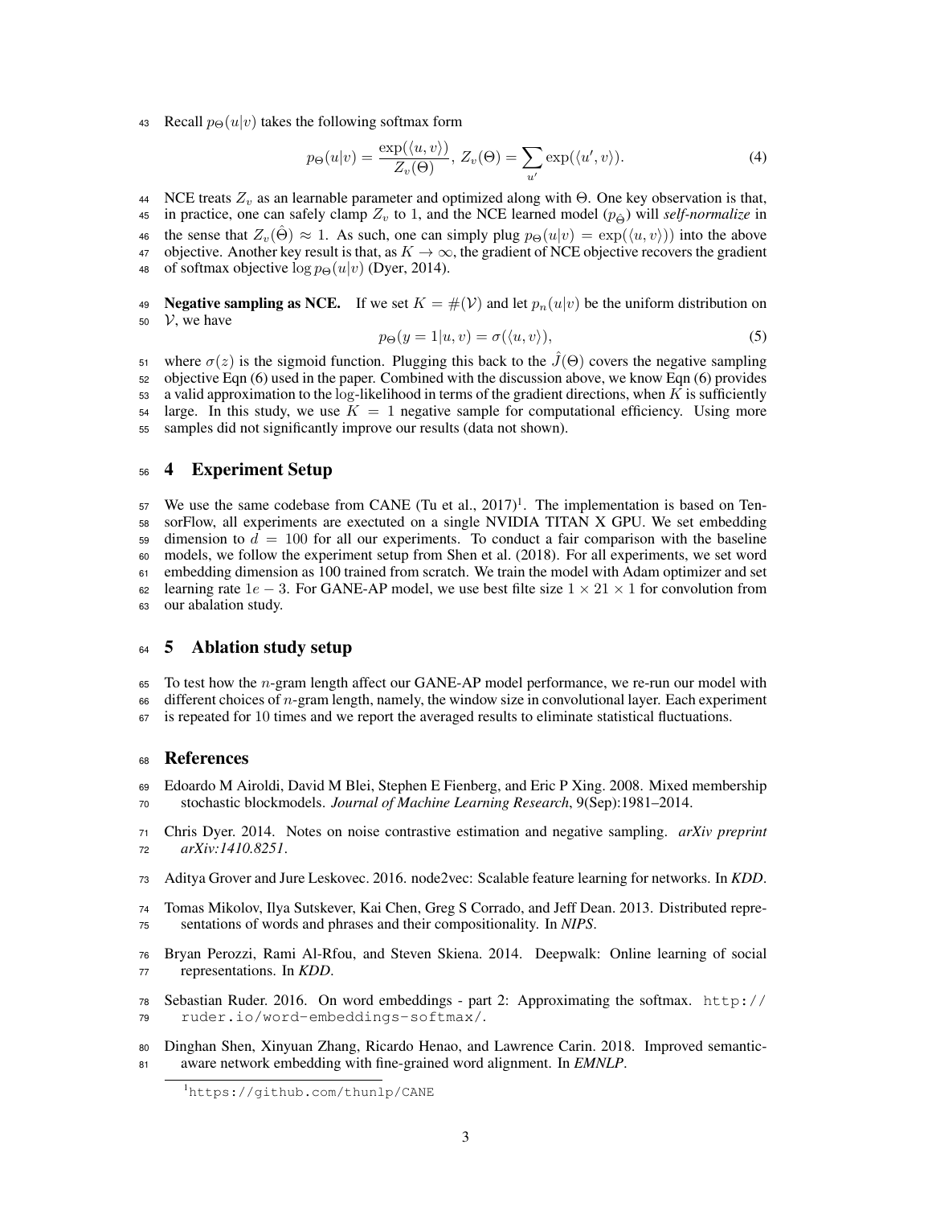Recall $p_\Theta(u|v)$ takes the following softmax form

$$p_\Theta(u|v) = \frac{\exp(\langle u, v \rangle)}{Z_v(\Theta)},\ Z_v(\Theta) = \sum_{u'} \exp(\langle u', v \rangle). \tag{4}$$

NCE treats $Z_v$ as an learnable parameter and optimized along with $\Theta$. One key observation is that, in practice, one can safely clamp $Z_v$ to 1, and the NCE learned model ($p_{\hat{\Theta}}$) will *self-normalize* in the sense that $Z_v(\hat{\Theta}) \approx 1$. As such, one can simply plug $p_\Theta(u|v) = \exp(\langle u, v \rangle))$ into the above objective. Another key result is that, as $K \to \infty$, the gradient of NCE objective recovers the gradient of softmax objective $\log p_\Theta(u|v)$ (Dyer, 2014).

**Negative sampling as NCE.** If we set $K = \#(\mathcal{V})$ and let $p_n(u|v)$ be the uniform distribution on $\mathcal{V}$, we have

$$p_\Theta(y = 1|u, v) = \sigma(\langle u, v \rangle), \tag{5}$$

where $\sigma(z)$ is the sigmoid function. Plugging this back to the $\hat{J}(\Theta)$ covers the negative sampling objective Eqn (6) used in the paper. Combined with the discussion above, we know Eqn (6) provides a valid approximation to the log-likelihood in terms of the gradient directions, when $K$ is sufficiently large. In this study, we use $K = 1$ negative sample for computational efficiency. Using more samples did not significantly improve our results (data not shown).

## 4 Experiment Setup

We use the same codebase from CANE (Tu et al., 2017)[1]. The implementation is based on TensorFlow, all experiments are exectuted on a single NVIDIA TITAN X GPU. We set embedding dimension to $d = 100$ for all our experiments. To conduct a fair comparison with the baseline models, we follow the experiment setup from Shen et al. (2018). For all experiments, we set word embedding dimension as 100 trained from scratch. We train the model with Adam optimizer and set learning rate $1e-3$. For GANE-AP model, we use best filte size $1 \times 21 \times 1$ for convolution from our abalation study.

## 5 Ablation study setup

To test how the $n$-gram length affect our GANE-AP model performance, we re-run our model with different choices of $n$-gram length, namely, the window size in convolutional layer. Each experiment is repeated for 10 times and we report the averaged results to eliminate statistical fluctuations.

## References

Edoardo M Airoldi, David M Blei, Stephen E Fienberg, and Eric P Xing. 2008. Mixed membership stochastic blockmodels. *Journal of Machine Learning Research*, 9(Sep):1981–2014.

Chris Dyer. 2014. Notes on noise contrastive estimation and negative sampling. *arXiv preprint arXiv:1410.8251*.

Aditya Grover and Jure Leskovec. 2016. node2vec: Scalable feature learning for networks. In *KDD*.

Tomas Mikolov, Ilya Sutskever, Kai Chen, Greg S Corrado, and Jeff Dean. 2013. Distributed representations of words and phrases and their compositionality. In *NIPS*.

Bryan Perozzi, Rami Al-Rfou, and Steven Skiena. 2014. Deepwalk: Online learning of social representations. In *KDD*.

Sebastian Ruder. 2016. On word embeddings - part 2: Approximating the softmax. http://ruder.io/word-embeddings-softmax/.

Dinghan Shen, Xinyuan Zhang, Ricardo Henao, and Lawrence Carin. 2018. Improved semantic-aware network embedding with fine-grained word alignment. In *EMNLP*.

[1] https://github.com/thunlp/CANE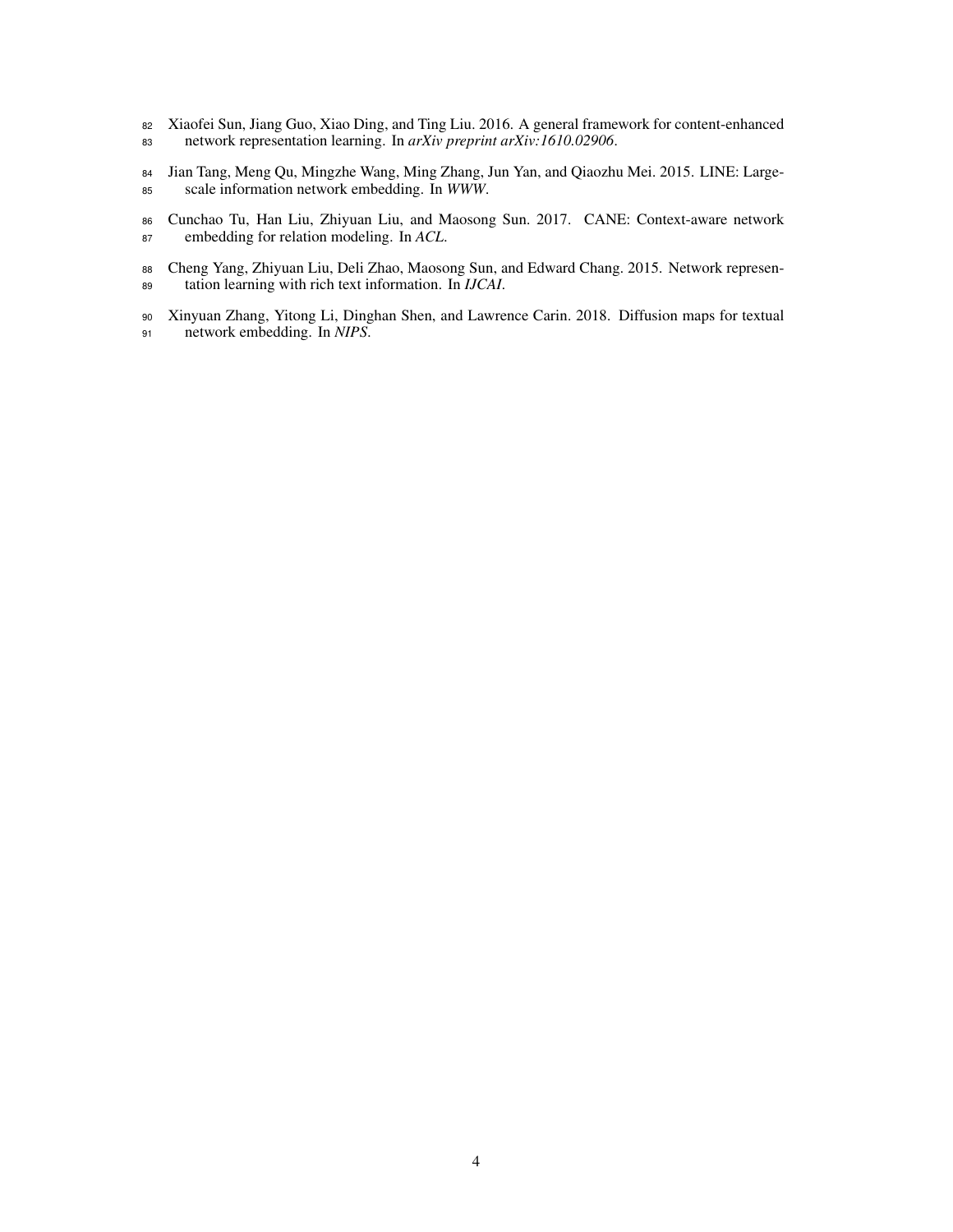Xiaofei Sun, Jiang Guo, Xiao Ding, and Ting Liu. 2016. A general framework for content-enhanced network representation learning. In *arXiv preprint arXiv:1610.02906*.

Jian Tang, Meng Qu, Mingzhe Wang, Ming Zhang, Jun Yan, and Qiaozhu Mei. 2015. LINE: Large-scale information network embedding. In *WWW*.

Cunchao Tu, Han Liu, Zhiyuan Liu, and Maosong Sun. 2017. CANE: Context-aware network embedding for relation modeling. In *ACL*.

Cheng Yang, Zhiyuan Liu, Deli Zhao, Maosong Sun, and Edward Chang. 2015. Network representation learning with rich text information. In *IJCAI*.

Xinyuan Zhang, Yitong Li, Dinghan Shen, and Lawrence Carin. 2018. Diffusion maps for textual network embedding. In *NIPS*.